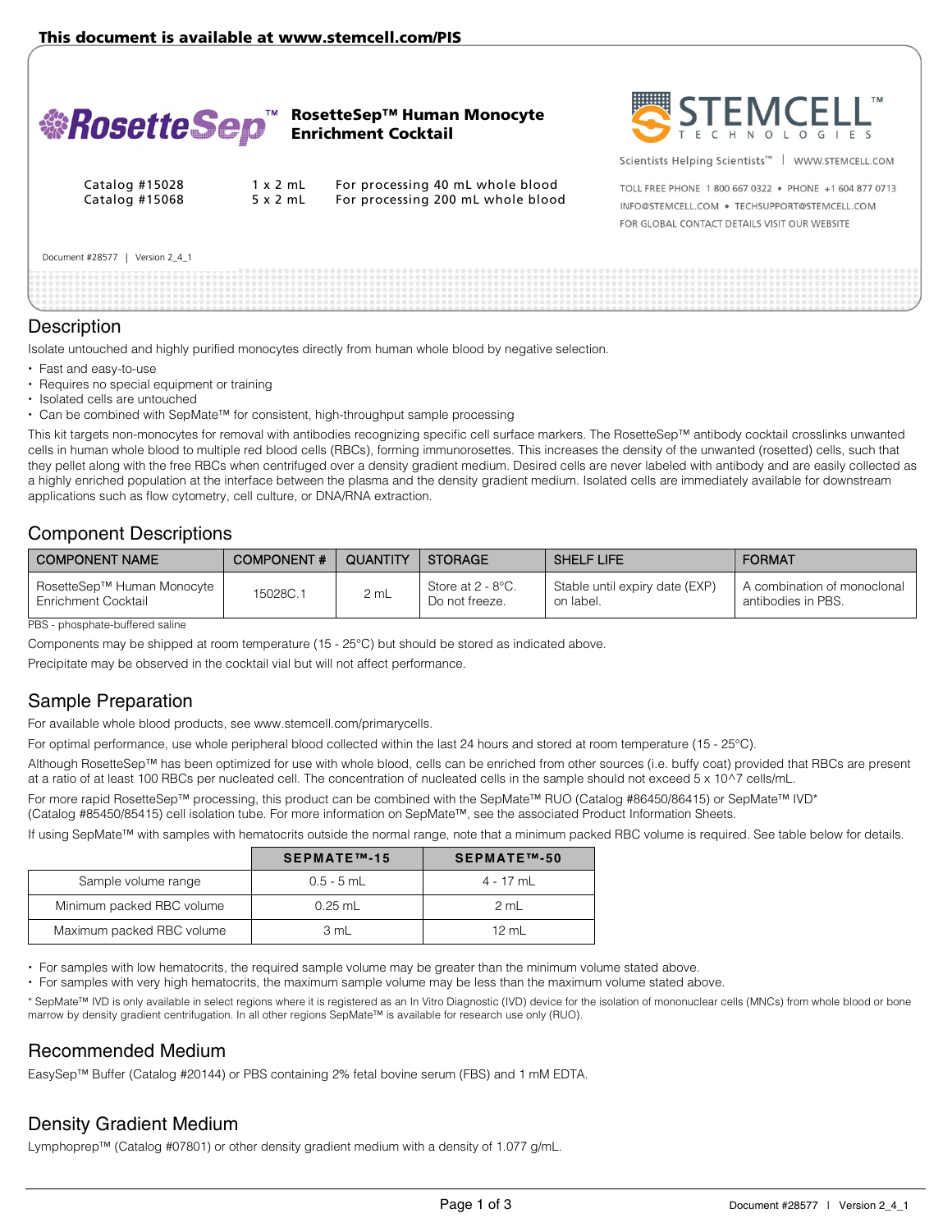This document is available at www.stemcell.com/PIS

# RosetteSep™ Human Monocyte Enrichment Cocktail

Catalog #15028 | 1 x 2 mL | For processing 40 mL whole blood
Catalog #15068 | 5 x 2 mL | For processing 200 mL whole blood

STEMCELL TECHNOLOGIES

Scientists Helping Scientists™ | WWW.STEMCELL.COM

TOLL FREE PHONE 1 800 667 0322 • PHONE +1 604 877 0713
INFO@STEMCELL.COM • TECHSUPPORT@STEMCELL.COM
FOR GLOBAL CONTACT DETAILS VISIT OUR WEBSITE

Document #28577 | Version 2_4_1

## Description

Isolate untouched and highly purified monocytes directly from human whole blood by negative selection.

- Fast and easy-to-use
- Requires no special equipment or training
- Isolated cells are untouched
- Can be combined with SepMate™ for consistent, high-throughput sample processing

This kit targets non-monocytes for removal with antibodies recognizing specific cell surface markers. The RosetteSep™ antibody cocktail crosslinks unwanted cells in human whole blood to multiple red blood cells (RBCs), forming immunorosettes. This increases the density of the unwanted (rosetted) cells, such that they pellet along with the free RBCs when centrifuged over a density gradient medium. Desired cells are never labeled with antibody and are easily collected as a highly enriched population at the interface between the plasma and the density gradient medium. Isolated cells are immediately available for downstream applications such as flow cytometry, cell culture, or DNA/RNA extraction.

## Component Descriptions

| COMPONENT NAME | COMPONENT # | QUANTITY | STORAGE | SHELF LIFE | FORMAT |
|---|---|---|---|---|---|
| RosetteSep™ Human Monocyte Enrichment Cocktail | 15028C.1 | 2 mL | Store at 2 - 8°C. Do not freeze. | Stable until expiry date (EXP) on label. | A combination of monoclonal antibodies in PBS. |

PBS - phosphate-buffered saline

Components may be shipped at room temperature (15 - 25°C) but should be stored as indicated above.

Precipitate may be observed in the cocktail vial but will not affect performance.

## Sample Preparation

For available whole blood products, see www.stemcell.com/primarycells.

For optimal performance, use whole peripheral blood collected within the last 24 hours and stored at room temperature (15 - 25°C).

Although RosetteSep™ has been optimized for use with whole blood, cells can be enriched from other sources (i.e. buffy coat) provided that RBCs are present at a ratio of at least 100 RBCs per nucleated cell. The concentration of nucleated cells in the sample should not exceed 5 x 10^7 cells/mL.

For more rapid RosetteSep™ processing, this product can be combined with the SepMate™ RUO (Catalog #86450/86415) or SepMate™ IVD* (Catalog #85450/85415) cell isolation tube. For more information on SepMate™, see the associated Product Information Sheets.

If using SepMate™ with samples with hematocrits outside the normal range, note that a minimum packed RBC volume is required. See table below for details.

| | SEPMATE™-15 | SEPMATE™-50 |
|---|---|---|
| Sample volume range | 0.5 - 5 mL | 4 - 17 mL |
| Minimum packed RBC volume | 0.25 mL | 2 mL |
| Maximum packed RBC volume | 3 mL | 12 mL |

- For samples with low hematocrits, the required sample volume may be greater than the minimum volume stated above.
- For samples with very high hematocrits, the maximum sample volume may be less than the maximum volume stated above.

\* SepMate™ IVD is only available in select regions where it is registered as an In Vitro Diagnostic (IVD) device for the isolation of mononuclear cells (MNCs) from whole blood or bone marrow by density gradient centrifugation. In all other regions SepMate™ is available for research use only (RUO).

## Recommended Medium

EasySep™ Buffer (Catalog #20144) or PBS containing 2% fetal bovine serum (FBS) and 1 mM EDTA.

## Density Gradient Medium

Lymphoprep™ (Catalog #07801) or other density gradient medium with a density of 1.077 g/mL.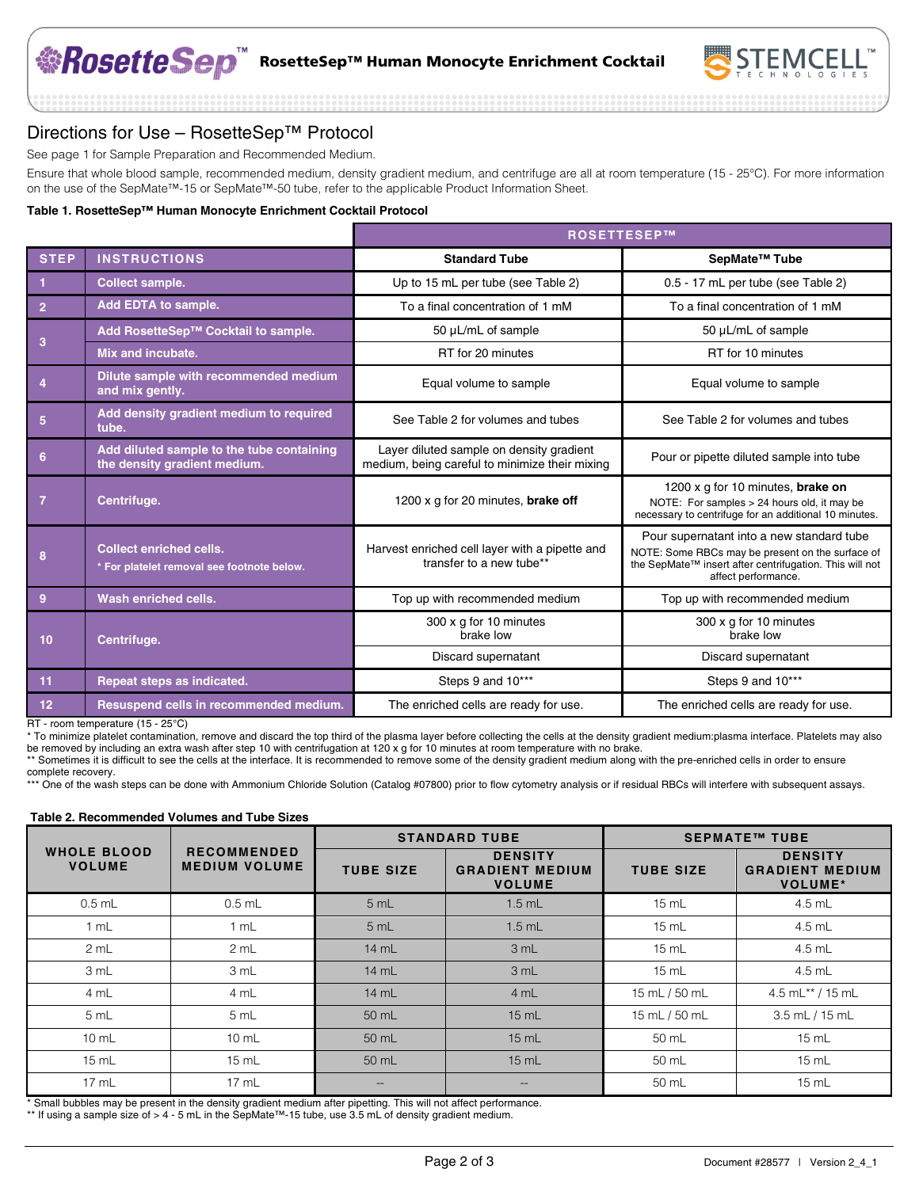## Directions for Use – RosetteSep™ Protocol

See page 1 for Sample Preparation and Recommended Medium.

Ensure that whole blood sample, recommended medium, density gradient medium, and centrifuge are all at room temperature (15 - 25°C). For more information on the use of the SepMate™-15 or SepMate™-50 tube, refer to the applicable Product Information Sheet.

**Table 1. RosetteSep™ Human Monocyte Enrichment Cocktail Protocol**

| STEP | INSTRUCTIONS | ROSETTESEP™ Standard Tube | ROSETTESEP™ SepMate™ Tube |
|---|---|---|---|
| 1 | Collect sample. | Up to 15 mL per tube (see Table 2) | 0.5 - 17 mL per tube (see Table 2) |
| 2 | Add EDTA to sample. | To a final concentration of 1 mM | To a final concentration of 1 mM |
| 3 | Add RosetteSep™ Cocktail to sample. | 50 µL/mL of sample | 50 µL/mL of sample |
| | Mix and incubate. | RT for 20 minutes | RT for 10 minutes |
| 4 | Dilute sample with recommended medium and mix gently. | Equal volume to sample | Equal volume to sample |
| 5 | Add density gradient medium to required tube. | See Table 2 for volumes and tubes | See Table 2 for volumes and tubes |
| 6 | Add diluted sample to the tube containing the density gradient medium. | Layer diluted sample on density gradient medium, being careful to minimize their mixing | Pour or pipette diluted sample into tube |
| 7 | Centrifuge. | 1200 x g for 20 minutes, **brake off** | 1200 x g for 10 minutes, **brake on** NOTE: For samples > 24 hours old, it may be necessary to centrifuge for an additional 10 minutes. |
| 8 | Collect enriched cells. * For platelet removal see footnote below. | Harvest enriched cell layer with a pipette and transfer to a new tube** | Pour supernatant into a new standard tube NOTE: Some RBCs may be present on the surface of the SepMate™ insert after centrifugation. This will not affect performance. |
| 9 | Wash enriched cells. | Top up with recommended medium | Top up with recommended medium |
| 10 | Centrifuge. | 300 x g for 10 minutes brake low | 300 x g for 10 minutes brake low |
| | | Discard supernatant | Discard supernatant |
| 11 | Repeat steps as indicated. | Steps 9 and 10*** | Steps 9 and 10*** |
| 12 | Resuspend cells in recommended medium. | The enriched cells are ready for use. | The enriched cells are ready for use. |

RT - room temperature (15 - 25°C)

\* To minimize platelet contamination, remove and discard the top third of the plasma layer before collecting the cells at the density gradient medium:plasma interface. Platelets may also be removed by including an extra wash after step 10 with centrifugation at 120 x g for 10 minutes at room temperature with no brake.

\** Sometimes it is difficult to see the cells at the interface. It is recommended to remove some of the density gradient medium along with the pre-enriched cells in order to ensure complete recovery.

\*** One of the wash steps can be done with Ammonium Chloride Solution (Catalog #07800) prior to flow cytometry analysis or if residual RBCs will interfere with subsequent assays.

**Table 2. Recommended Volumes and Tube Sizes**

| WHOLE BLOOD VOLUME | RECOMMENDED MEDIUM VOLUME | STANDARD TUBE | | SEPMATE™ TUBE | |
|---|---|---|---|---|---|
| | | TUBE SIZE | DENSITY GRADIENT MEDIUM VOLUME | TUBE SIZE | DENSITY GRADIENT MEDIUM VOLUME* |
| 0.5 mL | 0.5 mL | 5 mL | 1.5 mL | 15 mL | 4.5 mL |
| 1 mL | 1 mL | 5 mL | 1.5 mL | 15 mL | 4.5 mL |
| 2 mL | 2 mL | 14 mL | 3 mL | 15 mL | 4.5 mL |
| 3 mL | 3 mL | 14 mL | 3 mL | 15 mL | 4.5 mL |
| 4 mL | 4 mL | 14 mL | 4 mL | 15 mL / 50 mL | 4.5 mL** / 15 mL |
| 5 mL | 5 mL | 50 mL | 15 mL | 15 mL / 50 mL | 3.5 mL / 15 mL |
| 10 mL | 10 mL | 50 mL | 15 mL | 50 mL | 15 mL |
| 15 mL | 15 mL | 50 mL | 15 mL | 50 mL | 15 mL |
| 17 mL | 17 mL | -- | -- | 50 mL | 15 mL |

\* Small bubbles may be present in the density gradient medium after pipetting. This will not affect performance.

\** If using a sample size of > 4 - 5 mL in the SepMate™-15 tube, use 3.5 mL of density gradient medium.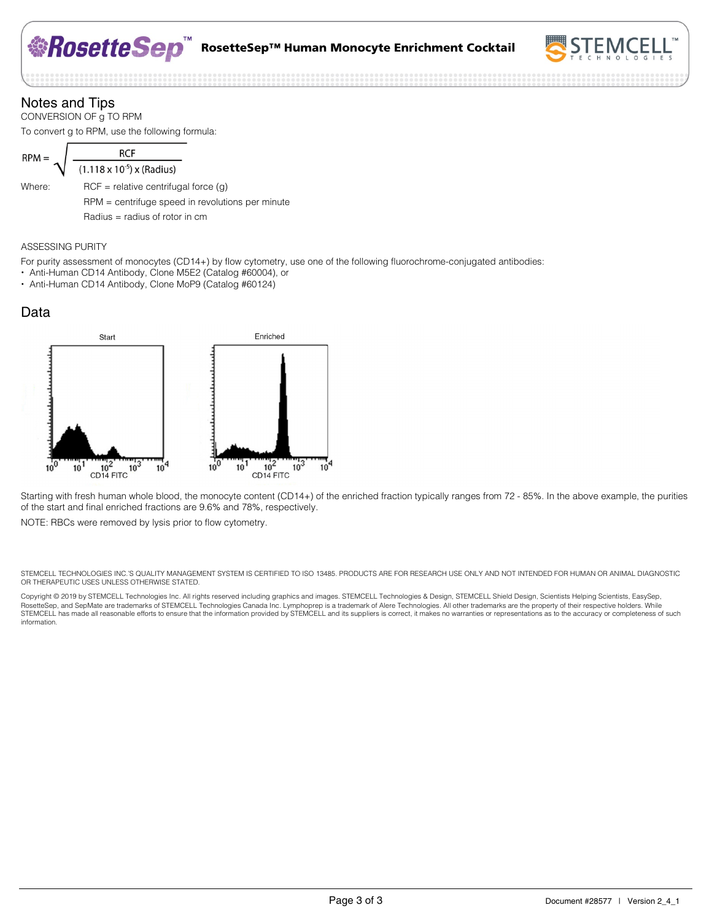## Notes and Tips

CONVERSION OF g TO RPM

To convert g to RPM, use the following formula:

$$RPM = \sqrt{\frac{RCF}{(1.118 \times 10^{-5}) \times (Radius)}}$$

Where: RCF = relative centrifugal force (g)

RPM = centrifuge speed in revolutions per minute

Radius = radius of rotor in cm

ASSESSING PURITY

For purity assessment of monocytes (CD14+) by flow cytometry, use one of the following fluorochrome-conjugated antibodies:

- Anti-Human CD14 Antibody, Clone M5E2 (Catalog #60004), or
- Anti-Human CD14 Antibody, Clone MoP9 (Catalog #60124)

## Data

Start

$10^0$ $10^1$ $10^2$ $10^3$ $10^4$

CD14 FITC

Enriched

$10^0$ $10^1$ $10^2$ $10^3$ $10^4$

CD14 FITC

Starting with fresh human whole blood, the monocyte content (CD14+) of the enriched fraction typically ranges from 72 - 85%. In the above example, the purities of the start and final enriched fractions are 9.6% and 78%, respectively.

NOTE: RBCs were removed by lysis prior to flow cytometry.

STEMCELL TECHNOLOGIES INC.'S QUALITY MANAGEMENT SYSTEM IS CERTIFIED TO ISO 13485. PRODUCTS ARE FOR RESEARCH USE ONLY AND NOT INTENDED FOR HUMAN OR ANIMAL DIAGNOSTIC OR THERAPEUTIC USES UNLESS OTHERWISE STATED.

Copyright © 2019 by STEMCELL Technologies Inc. All rights reserved including graphics and images. STEMCELL Technologies & Design, STEMCELL Shield Design, Scientists Helping Scientists, EasySep, RosetteSep, and SepMate are trademarks of STEMCELL Technologies Canada Inc. Lymphoprep is a trademark of Alere Technologies. All other trademarks are the property of their respective holders. While STEMCELL has made all reasonable efforts to ensure that the information provided by STEMCELL and its suppliers is correct, it makes no warranties or representations as to the accuracy or completeness of such information.

Document #28577 | Version 2_4_1